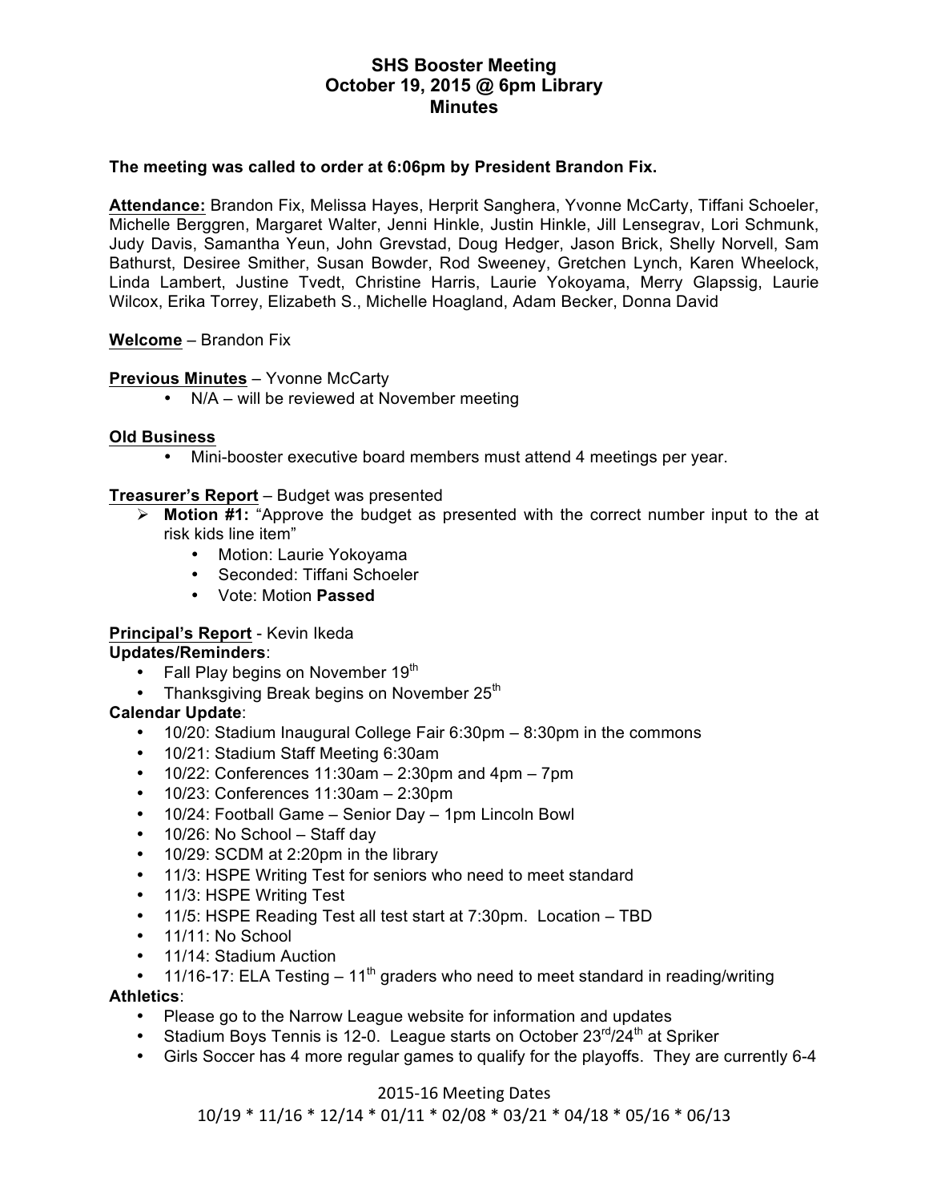# SHS Booster Meeting
## October 19, 2015 @ 6pm Library
## Minutes

**The meeting was called to order at 6:06pm by President Brandon Fix.**

**Attendance:** Brandon Fix, Melissa Hayes, Herprit Sanghera, Yvonne McCarty, Tiffani Schoeler, Michelle Berggren, Margaret Walter, Jenni Hinkle, Justin Hinkle, Jill Lensegrav, Lori Schmunk, Judy Davis, Samantha Yeun, John Grevstad, Doug Hedger, Jason Brick, Shelly Norvell, Sam Bathurst, Desiree Smither, Susan Bowder, Rod Sweeney, Gretchen Lynch, Karen Wheelock, Linda Lambert, Justine Tvedt, Christine Harris, Laurie Yokoyama, Merry Glapssig, Laurie Wilcox, Erika Torrey, Elizabeth S., Michelle Hoagland, Adam Becker, Donna David

**Welcome** – Brandon Fix

**Previous Minutes** – Yvonne McCarty

- N/A – will be reviewed at November meeting

**Old Business**

- Mini-booster executive board members must attend 4 meetings per year.

**Treasurer's Report** – Budget was presented

- **Motion #1:** "Approve the budget as presented with the correct number input to the at risk kids line item"
  - Motion: Laurie Yokoyama
  - Seconded: Tiffani Schoeler
  - Vote: Motion **Passed**

**Principal's Report** - Kevin Ikeda

**Updates/Reminders**:

- Fall Play begins on November 19th
- Thanksgiving Break begins on November 25th

**Calendar Update**:

- 10/20: Stadium Inaugural College Fair 6:30pm – 8:30pm in the commons
- 10/21: Stadium Staff Meeting 6:30am
- 10/22: Conferences 11:30am – 2:30pm and 4pm – 7pm
- 10/23: Conferences 11:30am – 2:30pm
- 10/24: Football Game – Senior Day – 1pm Lincoln Bowl
- 10/26: No School – Staff day
- 10/29: SCDM at 2:20pm in the library
- 11/3: HSPE Writing Test for seniors who need to meet standard
- 11/3: HSPE Writing Test
- 11/5: HSPE Reading Test all test start at 7:30pm. Location – TBD
- 11/11: No School
- 11/14: Stadium Auction
- 11/16-17: ELA Testing – 11th graders who need to meet standard in reading/writing

**Athletics**:

- Please go to the Narrow League website for information and updates
- Stadium Boys Tennis is 12-0. League starts on October 23rd/24th at Spriker
- Girls Soccer has 4 more regular games to qualify for the playoffs. They are currently 6-4

2015-16 Meeting Dates
10/19 * 11/16 * 12/14 * 01/11 * 02/08 * 03/21 * 04/18 * 05/16 * 06/13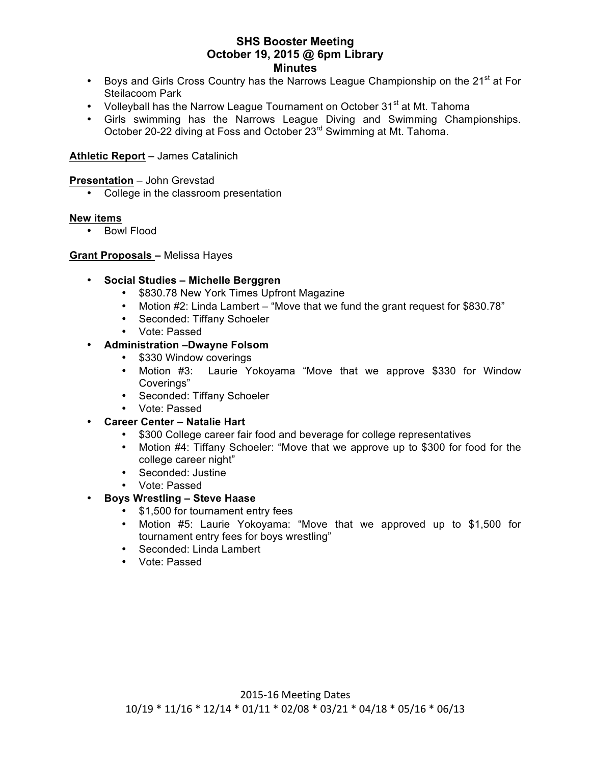# SHS Booster Meeting
## October 19, 2015 @ 6pm Library
## Minutes

- Boys and Girls Cross Country has the Narrows League Championship on the 21st at For Steilacoom Park
- Volleyball has the Narrow League Tournament on October 31st at Mt. Tahoma
- Girls swimming has the Narrows League Diving and Swimming Championships. October 20-22 diving at Foss and October 23rd Swimming at Mt. Tahoma.

**Athletic Report** – James Catalinich

**Presentation** – John Grevstad

- College in the classroom presentation

**New items**

- Bowl Flood

**Grant Proposals –** Melissa Hayes

- **Social Studies – Michelle Berggren**
  - $830.78 New York Times Upfront Magazine
  - Motion #2: Linda Lambert – "Move that we fund the grant request for $830.78"
  - Seconded: Tiffany Schoeler
  - Vote: Passed
- **Administration –Dwayne Folsom**
  - $330 Window coverings
  - Motion #3: Laurie Yokoyama "Move that we approve $330 for Window Coverings"
  - Seconded: Tiffany Schoeler
  - Vote: Passed
- **Career Center – Natalie Hart**
  - $300 College career fair food and beverage for college representatives
  - Motion #4: Tiffany Schoeler: "Move that we approve up to $300 for food for the college career night"
  - Seconded: Justine
  - Vote: Passed
- **Boys Wrestling – Steve Haase**
  - $1,500 for tournament entry fees
  - Motion #5: Laurie Yokoyama: "Move that we approved up to $1,500 for tournament entry fees for boys wrestling"
  - Seconded: Linda Lambert
  - Vote: Passed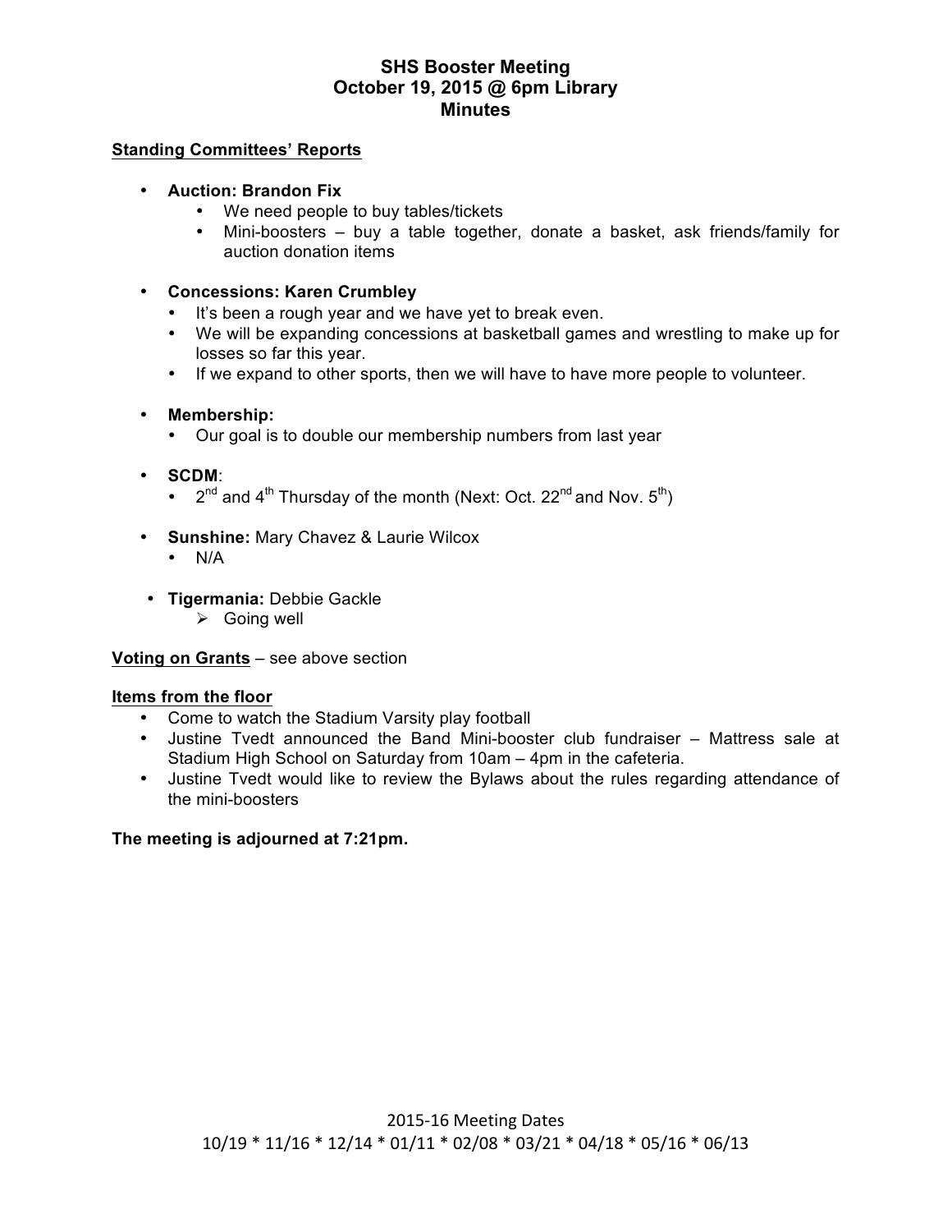# SHS Booster Meeting
## October 19, 2015 @ 6pm Library
## Minutes

**Standing Committees' Reports**

- **Auction: Brandon Fix**
  - We need people to buy tables/tickets
  - Mini-boosters – buy a table together, donate a basket, ask friends/family for auction donation items

- **Concessions: Karen Crumbley**
  - It's been a rough year and we have yet to break even.
  - We will be expanding concessions at basketball games and wrestling to make up for losses so far this year.
  - If we expand to other sports, then we will have to have more people to volunteer.

- **Membership:**
  - Our goal is to double our membership numbers from last year

- **SCDM**:
  - 2nd and 4th Thursday of the month (Next: Oct. 22nd and Nov. 5th)

- **Sunshine:** Mary Chavez & Laurie Wilcox
  - N/A

- **Tigermania:** Debbie Gackle
  - Going well

**Voting on Grants** – see above section

**Items from the floor**

- Come to watch the Stadium Varsity play football
- Justine Tvedt announced the Band Mini-booster club fundraiser – Mattress sale at Stadium High School on Saturday from 10am – 4pm in the cafeteria.
- Justine Tvedt would like to review the Bylaws about the rules regarding attendance of the mini-boosters

**The meeting is adjourned at 7:21pm.**

2015-16 Meeting Dates
10/19 * 11/16 * 12/14 * 01/11 * 02/08 * 03/21 * 04/18 * 05/16 * 06/13